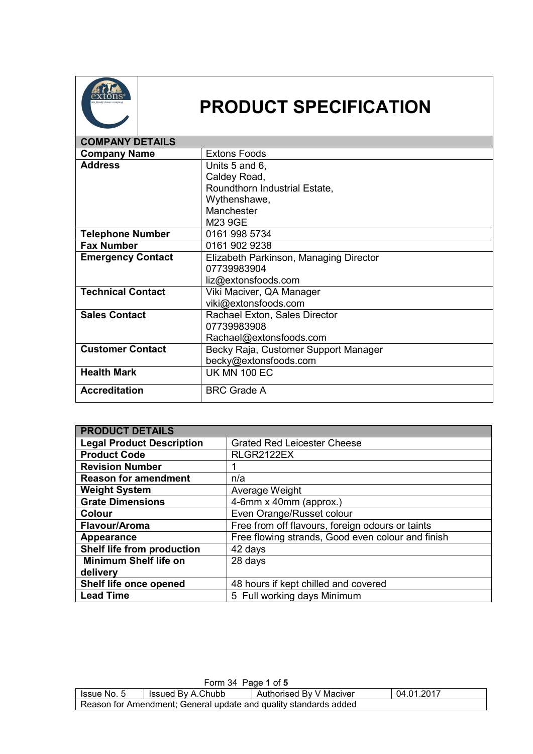# PRODUCT SPECIFICATION

| COMPANY DETAILS | |
|---|---|
| **Company Name** | Extons Foods |
| **Address** | Units 5 and 6,<br>Caldey Road,<br>Roundthorn Industrial Estate,<br>Wythenshawe,<br>Manchester<br>M23 9GE |
| **Telephone Number** | 0161 998 5734 |
| **Fax Number** | 0161 902 9238 |
| **Emergency Contact** | Elizabeth Parkinson, Managing Director<br>07739983904<br>liz@extonsfoods.com |
| **Technical Contact** | Viki Maciver, QA Manager<br>viki@extonsfoods.com |
| **Sales Contact** | Rachael Exton, Sales Director<br>07739983908<br>Rachael@extonsfoods.com |
| **Customer Contact** | Becky Raja, Customer Support Manager<br>becky@extonsfoods.com |
| **Health Mark** | UK MN 100 EC |
| **Accreditation** | BRC Grade A |

| PRODUCT DETAILS | |
|---|---|
| **Legal Product Description** | Grated Red Leicester Cheese |
| **Product Code** | RLGR2122EX |
| **Revision Number** | 1 |
| **Reason for amendment** | n/a |
| **Weight System** | Average Weight |
| **Grate Dimensions** | 4-6mm x 40mm (approx.) |
| **Colour** | Even Orange/Russet colour |
| **Flavour/Aroma** | Free from off flavours, foreign odours or taints |
| **Appearance** | Free flowing strands, Good even colour and finish |
| **Shelf life from production** | 42 days |
| **Minimum Shelf life on delivery** | 28 days |
| **Shelf life once opened** | 48 hours if kept chilled and covered |
| **Lead Time** | 5 Full working days Minimum |

Form 34

| Issue No. 5 | Issued By A.Chubb | Authorised By V Maciver | 04.01.2017 |
|---|---|---|---|
| Reason for Amendment; General update and quality standards added | | | |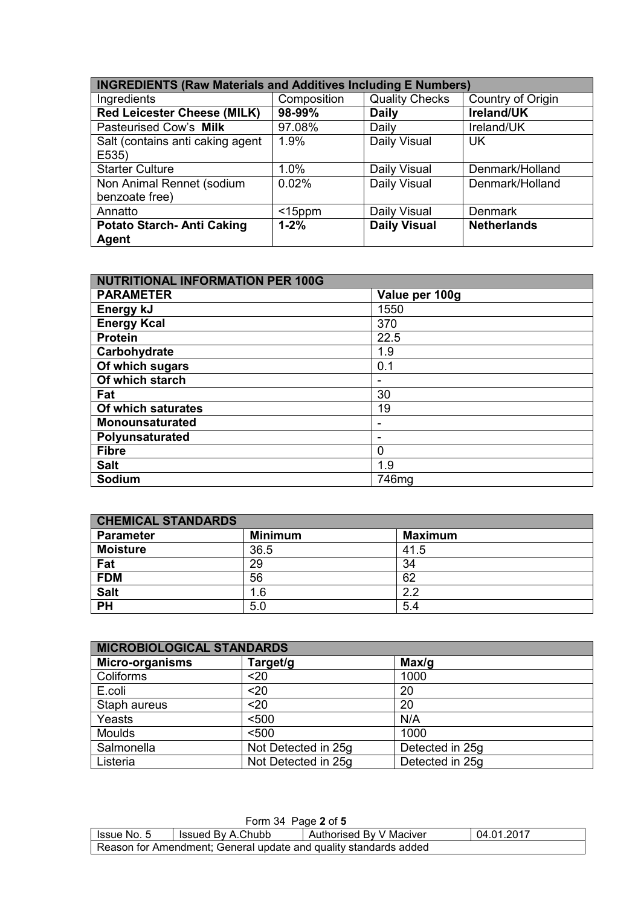| INGREDIENTS (Raw Materials and Additives Including E Numbers) | | | |
|---|---|---|---|
| Ingredients | Composition | Quality Checks | Country of Origin |
| **Red Leicester Cheese (MILK)** | **98-99%** | **Daily** | **Ireland/UK** |
| Pasteurised Cow's **Milk** | 97.08% | Daily | Ireland/UK |
| Salt (contains anti caking agent E535) | 1.9% | Daily Visual | UK |
| Starter Culture | 1.0% | Daily Visual | Denmark/Holland |
| Non Animal Rennet (sodium benzoate free) | 0.02% | Daily Visual | Denmark/Holland |
| Annatto | <15ppm | Daily Visual | Denmark |
| **Potato Starch- Anti Caking Agent** | **1-2%** | **Daily Visual** | **Netherlands** |

| NUTRITIONAL INFORMATION PER 100G | |
|---|---|
| **PARAMETER** | **Value per 100g** |
| **Energy kJ** | 1550 |
| **Energy Kcal** | 370 |
| **Protein** | 22.5 |
| **Carbohydrate** | 1.9 |
| **Of which sugars** | 0.1 |
| **Of which starch** | - |
| **Fat** | 30 |
| **Of which saturates** | 19 |
| **Monounsaturated** | - |
| **Polyunsaturated** | - |
| **Fibre** | 0 |
| **Salt** | 1.9 |
| **Sodium** | 746mg |

| CHEMICAL STANDARDS | | |
|---|---|---|
| **Parameter** | **Minimum** | **Maximum** |
| **Moisture** | 36.5 | 41.5 |
| **Fat** | 29 | 34 |
| **FDM** | 56 | 62 |
| **Salt** | 1.6 | 2.2 |
| **PH** | 5.0 | 5.4 |

| MICROBIOLOGICAL STANDARDS | | |
|---|---|---|
| **Micro-organisms** | **Target/g** | **Max/g** |
| Coliforms | <20 | 1000 |
| E.coli | <20 | 20 |
| Staph aureus | <20 | 20 |
| Yeasts | <500 | N/A |
| Moulds | <500 | 1000 |
| Salmonella | Not Detected in 25g | Detected in 25g |
| Listeria | Not Detected in 25g | Detected in 25g |

| Issue No. 5 | Issued By A.Chubb | Authorised By V Maciver | 04.01.2017 |
|---|---|---|---|
| Reason for Amendment; General update and quality standards added | | | |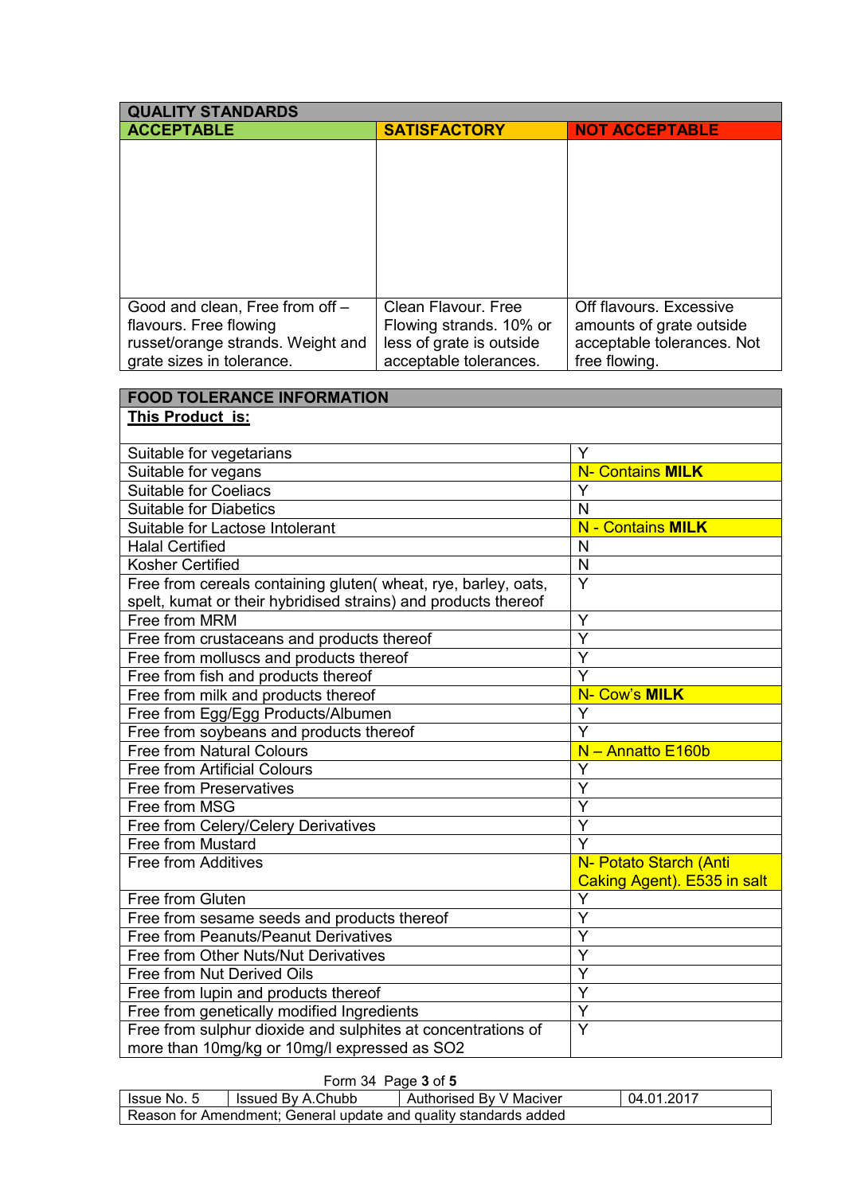| QUALITY STANDARDS | | |
|---|---|---|
| **ACCEPTABLE** | **SATISFACTORY** | **NOT ACCEPTABLE** |
| | | |
| Good and clean, Free from off – flavours. Free flowing russet/orange strands. Weight and grate sizes in tolerance. | Clean Flavour. Free Flowing strands. 10% or less of grate is outside acceptable tolerances. | Off flavours. Excessive amounts of grate outside acceptable tolerances. Not free flowing. |

| FOOD TOLERANCE INFORMATION | |
|---|---|
| **<u>This Product is:</u>** | |
| Suitable for vegetarians | Y |
| Suitable for vegans | N- Contains **MILK** |
| Suitable for Coeliacs | Y |
| Suitable for Diabetics | N |
| Suitable for Lactose Intolerant | N - Contains **MILK** |
| Halal Certified | N |
| Kosher Certified | N |
| Free from cereals containing gluten( wheat, rye, barley, oats, spelt, kumat or their hybridised strains) and products thereof | Y |
| Free from MRM | Y |
| Free from crustaceans and products thereof | Y |
| Free from molluscs and products thereof | Y |
| Free from fish and products thereof | Y |
| Free from milk and products thereof | N- Cow's **MILK** |
| Free from Egg/Egg Products/Albumen | Y |
| Free from soybeans and products thereof | Y |
| Free from Natural Colours | N – Annatto E160b |
| Free from Artificial Colours | Y |
| Free from Preservatives | Y |
| Free from MSG | Y |
| Free from Celery/Celery Derivatives | Y |
| Free from Mustard | Y |
| Free from Additives | N- Potato Starch (Anti Caking Agent). E535 in salt |
| Free from Gluten | Y |
| Free from sesame seeds and products thereof | Y |
| Free from Peanuts/Peanut Derivatives | Y |
| Free from Other Nuts/Nut Derivatives | Y |
| Free from Nut Derived Oils | Y |
| Free from lupin and products thereof | Y |
| Free from genetically modified Ingredients | Y |
| Free from sulphur dioxide and sulphites at concentrations of more than 10mg/kg or 10mg/l expressed as $SO_2$ | Y |

Form 34

| Issue No. 5 | Issued By A.Chubb | Authorised By V Maciver | 04.01.2017 |
|---|---|---|---|
| Reason for Amendment; General update and quality standards added | | | |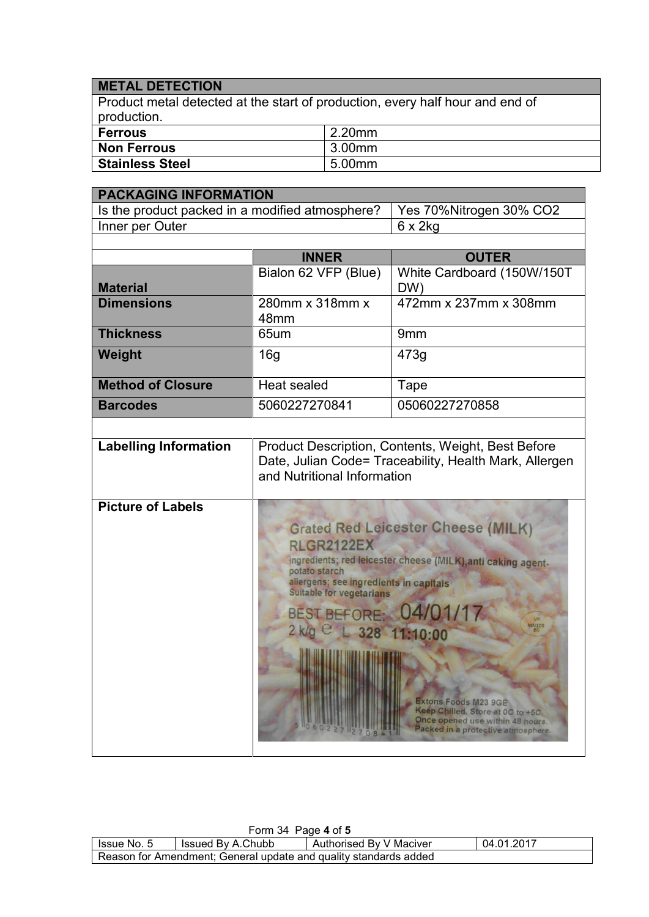| METAL DETECTION | |
|---|---|
| Product metal detected at the start of production, every half hour and end of production. | |
| **Ferrous** | 2.20mm |
| **Non Ferrous** | 3.00mm |
| **Stainless Steel** | 5.00mm |

| PACKAGING INFORMATION | | |
|---|---|---|
| Is the product packed in a modified atmosphere? | | Yes 70%Nitrogen 30% $CO_2$ |
| Inner per Outer | | 6 x 2kg |
| | | |
| | **INNER** | **OUTER** |
| **Material** | Bialon 62 VFP (Blue) | White Cardboard (150W/150T DW) |
| **Dimensions** | 280mm x 318mm x 48mm | 472mm x 237mm x 308mm |
| **Thickness** | 65um | 9mm |
| **Weight** | 16g | 473g |
| **Method of Closure** | Heat sealed | Tape |
| **Barcodes** | 5060227270841 | 05060227270858 |
| | | |
| **Labelling Information** | Product Description, Contents, Weight, Best Before Date, Julian Code= Traceability, Health Mark, Allergen and Nutritional Information | |
| **Picture of Labels** | Grated Red Leicester Cheese (MILK) RLGR2122EX ingredients; red leicester cheese (MILK),anti caking agent-potato starch allergens; see ingredients in capitals Suitable for vegetarians BEST BEFORE: 04/01/17 2 k/g ℮ L 328 11:10:00 Extons Foods M23 9GE Keep Chilled. Store at 0C to +5C. Once opened use within 48 hours. Packed in a protective atmosphere. | |

| Issue No. 5 | Issued By A.Chubb | Authorised By V Maciver | 04.01.2017 |
|---|---|---|---|
| Reason for Amendment; General update and quality standards added | | | |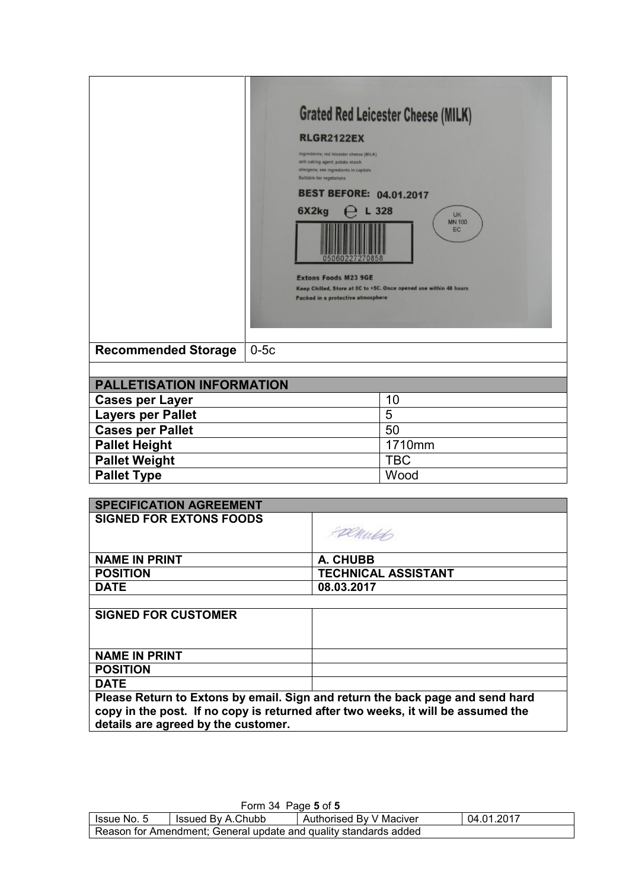| | |
|---|---|
| | **Grated Red Leicester Cheese (MILK)**<br>**RLGR2122EX**<br>ingredients; red leicester cheese (MILK)<br>anti caking agent; potato starch<br>allergens; see ingredients in capitals<br>Suitable for vegetarians<br>**BEST BEFORE: 04.01.2017**<br>**6X2kg ℮ L 328**<br>UK MN 100 EC<br>05060227270858<br>**Extons Foods M23 9GE**<br>Keep Chilled, Store at 0C to +5C. Once opened use within 48 hours<br>Packed in a protective atmosphere |
| **Recommended Storage** | 0-5c |

| **PALLETISATION INFORMATION** | |
|---|---|
| **Cases per Layer** | 10 |
| **Layers per Pallet** | 5 |
| **Cases per Pallet** | 50 |
| **Pallet Height** | 1710mm |
| **Pallet Weight** | TBC |
| **Pallet Type** | Wood |

| **SPECIFICATION AGREEMENT** | |
|---|---|
| **SIGNED FOR EXTONS FOODS** | AChubb |
| **NAME IN PRINT** | **A. CHUBB** |
| **POSITION** | **TECHNICAL ASSISTANT** |
| **DATE** | **08.03.2017** |
| | |
| **SIGNED FOR CUSTOMER** | |
| **NAME IN PRINT** | |
| **POSITION** | |
| **DATE** | |

**Please Return to Extons by email. Sign and return the back page and send hard copy in the post. If no copy is returned after two weeks, it will be assumed the details are agreed by the customer.**